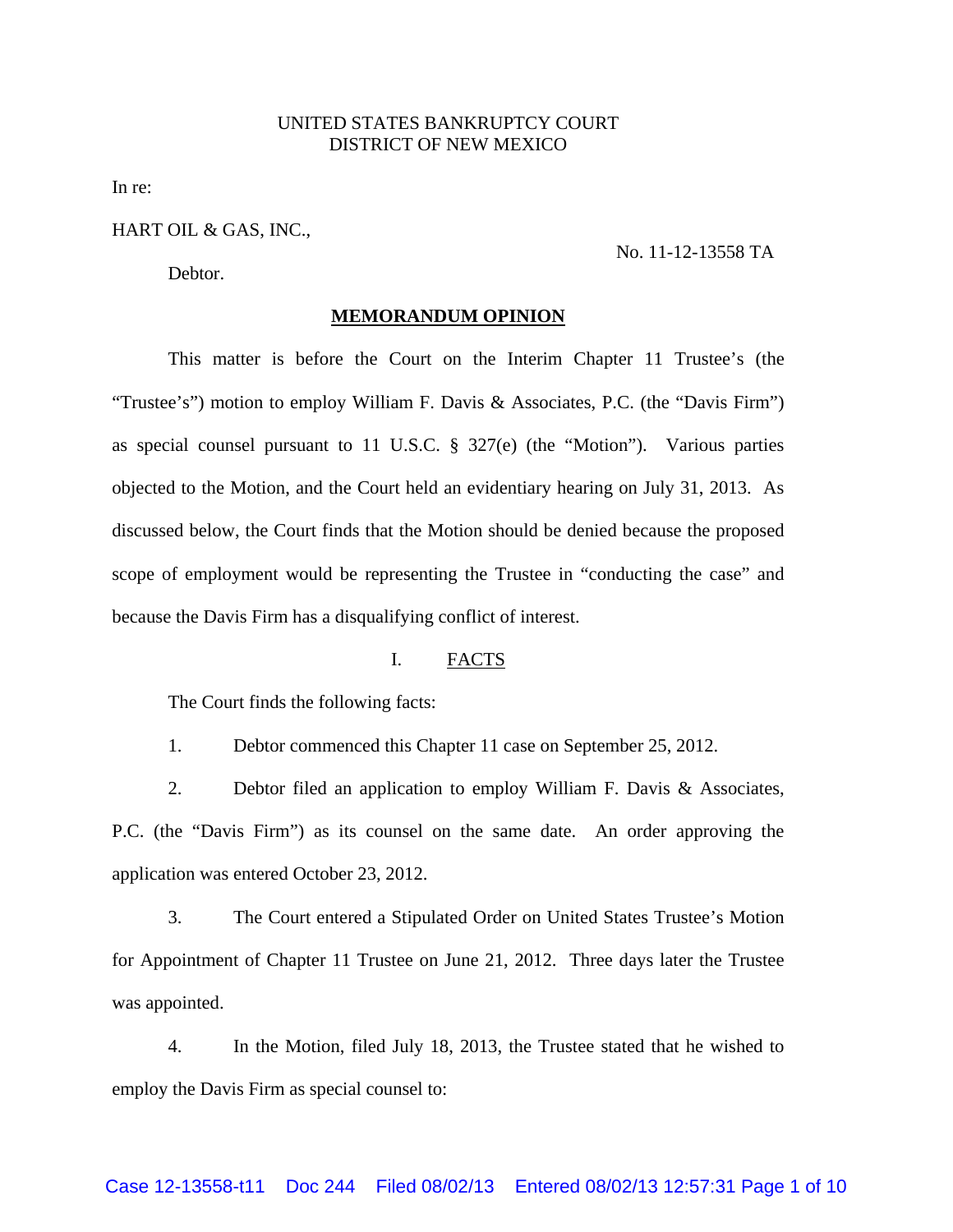UNITED STATES BANKRUPTCY COURT
DISTRICT OF NEW MEXICO

In re:

HART OIL & GAS, INC.,

No. 11-12-13558 TA

Debtor.

## MEMORANDUM OPINION

This matter is before the Court on the Interim Chapter 11 Trustee's (the "Trustee's") motion to employ William F. Davis & Associates, P.C. (the "Davis Firm") as special counsel pursuant to 11 U.S.C. § 327(e) (the "Motion"). Various parties objected to the Motion, and the Court held an evidentiary hearing on July 31, 2013. As discussed below, the Court finds that the Motion should be denied because the proposed scope of employment would be representing the Trustee in "conducting the case" and because the Davis Firm has a disqualifying conflict of interest.

### I. FACTS

The Court finds the following facts:

1. Debtor commenced this Chapter 11 case on September 25, 2012.

2. Debtor filed an application to employ William F. Davis & Associates, P.C. (the "Davis Firm") as its counsel on the same date. An order approving the application was entered October 23, 2012.

3. The Court entered a Stipulated Order on United States Trustee's Motion for Appointment of Chapter 11 Trustee on June 21, 2012. Three days later the Trustee was appointed.

4. In the Motion, filed July 18, 2013, the Trustee stated that he wished to employ the Davis Firm as special counsel to: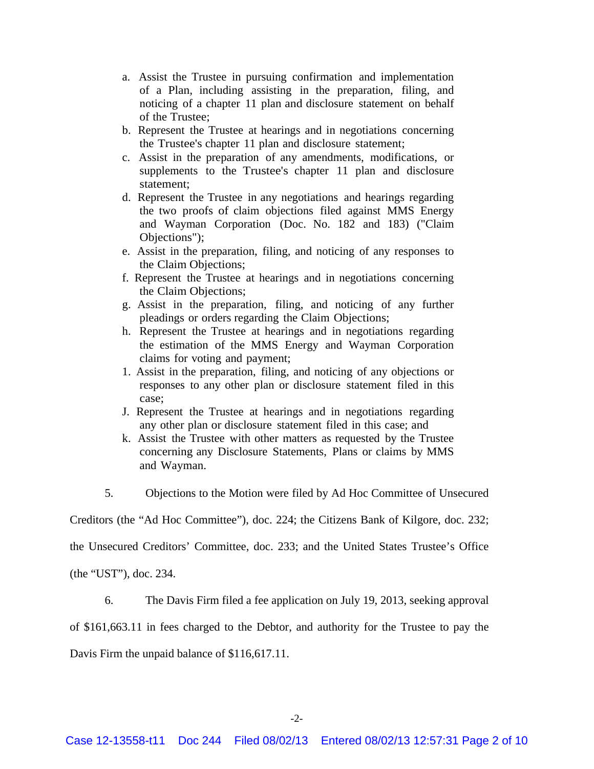a. Assist the Trustee in pursuing confirmation and implementation of a Plan, including assisting in the preparation, filing, and noticing of a chapter 11 plan and disclosure statement on behalf of the Trustee;

b. Represent the Trustee at hearings and in negotiations concerning the Trustee's chapter 11 plan and disclosure statement;

c. Assist in the preparation of any amendments, modifications, or supplements to the Trustee's chapter 11 plan and disclosure statement;

d. Represent the Trustee in any negotiations and hearings regarding the two proofs of claim objections filed against MMS Energy and Wayman Corporation (Doc. No. 182 and 183) ("Claim Objections");

e. Assist in the preparation, filing, and noticing of any responses to the Claim Objections;

f. Represent the Trustee at hearings and in negotiations concerning the Claim Objections;

g. Assist in the preparation, filing, and noticing of any further pleadings or orders regarding the Claim Objections;

h. Represent the Trustee at hearings and in negotiations regarding the estimation of the MMS Energy and Wayman Corporation claims for voting and payment;

1. Assist in the preparation, filing, and noticing of any objections or responses to any other plan or disclosure statement filed in this case;

J. Represent the Trustee at hearings and in negotiations regarding any other plan or disclosure statement filed in this case; and

k. Assist the Trustee with other matters as requested by the Trustee concerning any Disclosure Statements, Plans or claims by MMS and Wayman.

5. Objections to the Motion were filed by Ad Hoc Committee of Unsecured Creditors (the "Ad Hoc Committee"), doc. 224; the Citizens Bank of Kilgore, doc. 232; the Unsecured Creditors' Committee, doc. 233; and the United States Trustee's Office (the "UST"), doc. 234.

6. The Davis Firm filed a fee application on July 19, 2013, seeking approval of $161,663.11 in fees charged to the Debtor, and authority for the Trustee to pay the Davis Firm the unpaid balance of $116,617.11.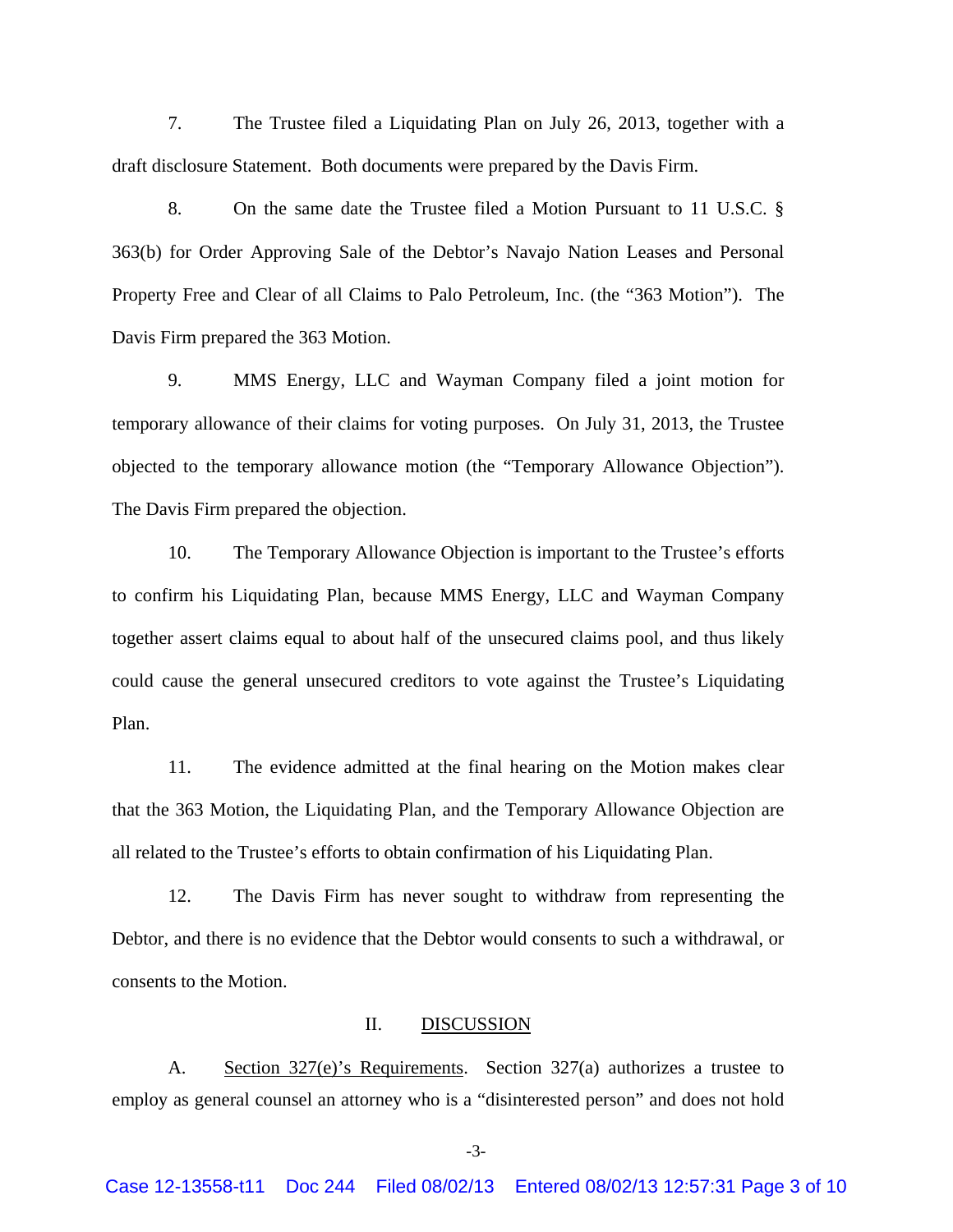7. The Trustee filed a Liquidating Plan on July 26, 2013, together with a draft disclosure Statement. Both documents were prepared by the Davis Firm.

8. On the same date the Trustee filed a Motion Pursuant to 11 U.S.C. § 363(b) for Order Approving Sale of the Debtor's Navajo Nation Leases and Personal Property Free and Clear of all Claims to Palo Petroleum, Inc. (the "363 Motion"). The Davis Firm prepared the 363 Motion.

9. MMS Energy, LLC and Wayman Company filed a joint motion for temporary allowance of their claims for voting purposes. On July 31, 2013, the Trustee objected to the temporary allowance motion (the "Temporary Allowance Objection"). The Davis Firm prepared the objection.

10. The Temporary Allowance Objection is important to the Trustee's efforts to confirm his Liquidating Plan, because MMS Energy, LLC and Wayman Company together assert claims equal to about half of the unsecured claims pool, and thus likely could cause the general unsecured creditors to vote against the Trustee's Liquidating Plan.

11. The evidence admitted at the final hearing on the Motion makes clear that the 363 Motion, the Liquidating Plan, and the Temporary Allowance Objection are all related to the Trustee's efforts to obtain confirmation of his Liquidating Plan.

12. The Davis Firm has never sought to withdraw from representing the Debtor, and there is no evidence that the Debtor would consents to such a withdrawal, or consents to the Motion.

## II. DISCUSSION

A. Section 327(e)'s Requirements. Section 327(a) authorizes a trustee to employ as general counsel an attorney who is a "disinterested person" and does not hold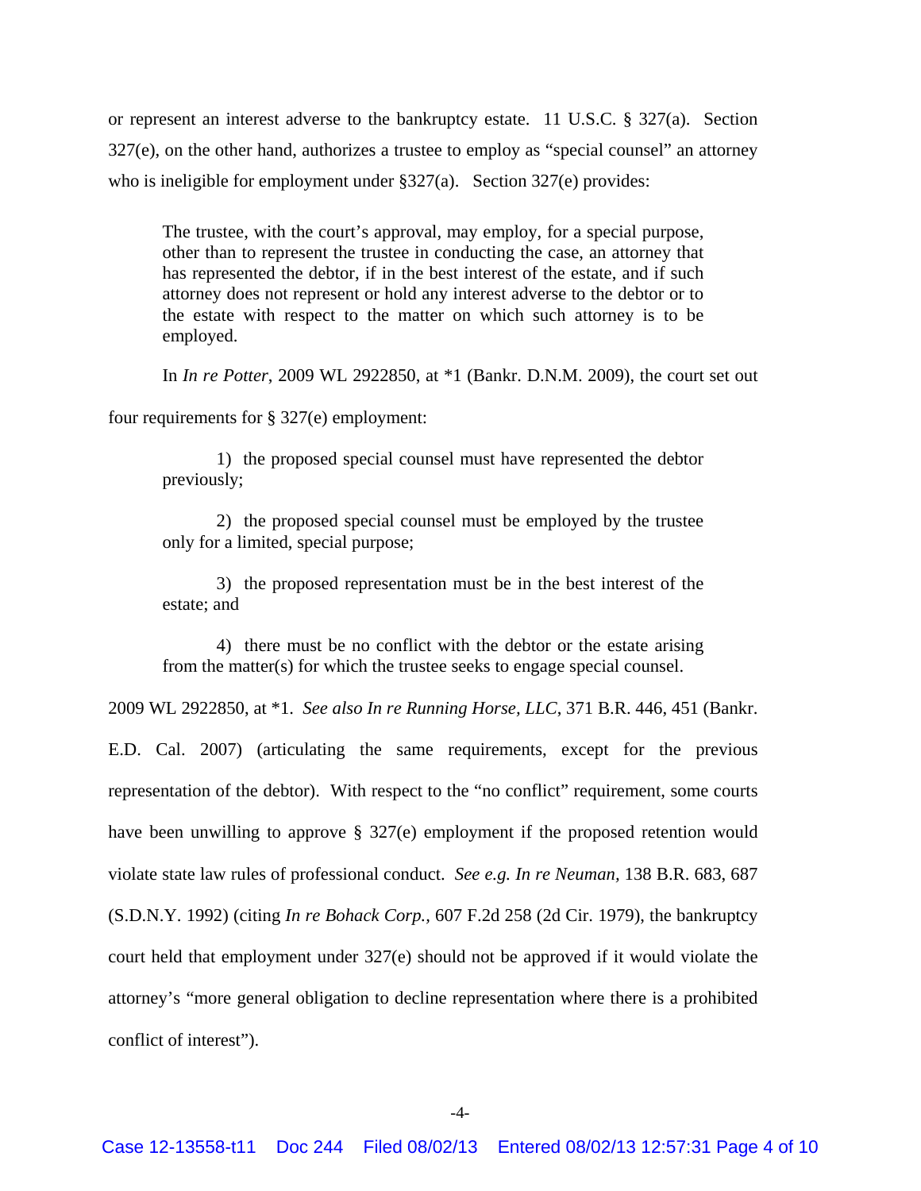or represent an interest adverse to the bankruptcy estate. 11 U.S.C. § 327(a). Section 327(e), on the other hand, authorizes a trustee to employ as "special counsel" an attorney who is ineligible for employment under §327(a). Section 327(e) provides:

> The trustee, with the court's approval, may employ, for a special purpose, other than to represent the trustee in conducting the case, an attorney that has represented the debtor, if in the best interest of the estate, and if such attorney does not represent or hold any interest adverse to the debtor or to the estate with respect to the matter on which such attorney is to be employed.

In *In re Potter*, 2009 WL 2922850, at *1 (Bankr. D.N.M. 2009), the court set out four requirements for § 327(e) employment:

> 1) the proposed special counsel must have represented the debtor previously;
>
> 2) the proposed special counsel must be employed by the trustee only for a limited, special purpose;
>
> 3) the proposed representation must be in the best interest of the estate; and
>
> 4) there must be no conflict with the debtor or the estate arising from the matter(s) for which the trustee seeks to engage special counsel.

2009 WL 2922850, at *1. *See also In re Running Horse, LLC*, 371 B.R. 446, 451 (Bankr. E.D. Cal. 2007) (articulating the same requirements, except for the previous representation of the debtor). With respect to the "no conflict" requirement, some courts have been unwilling to approve § 327(e) employment if the proposed retention would violate state law rules of professional conduct. *See e.g. In re Neuman*, 138 B.R. 683, 687 (S.D.N.Y. 1992) (citing *In re Bohack Corp.*, 607 F.2d 258 (2d Cir. 1979), the bankruptcy court held that employment under 327(e) should not be approved if it would violate the attorney's "more general obligation to decline representation where there is a prohibited conflict of interest").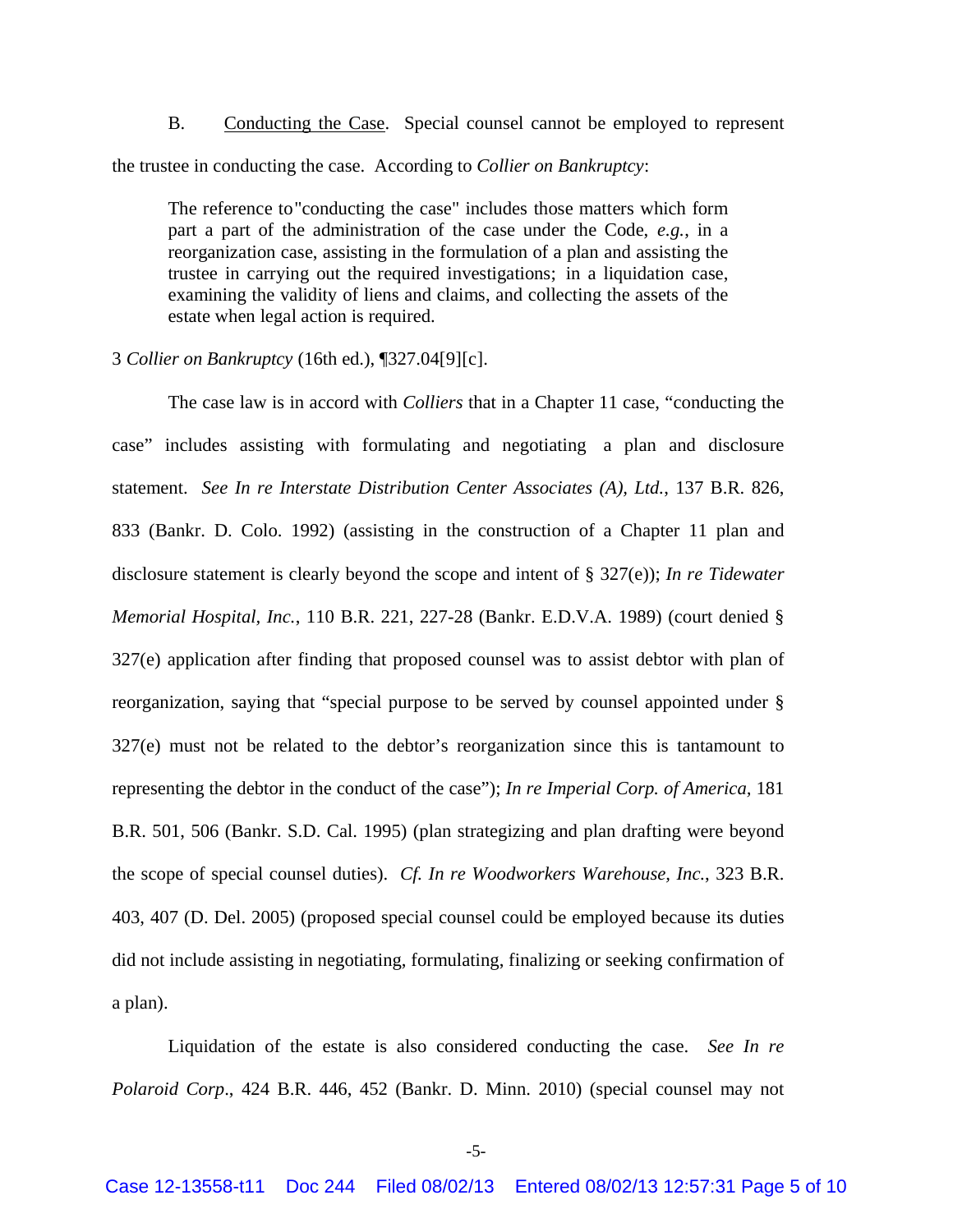B. Conducting the Case. Special counsel cannot be employed to represent the trustee in conducting the case. According to *Collier on Bankruptcy*:

> The reference to"conducting the case" includes those matters which form part a part of the administration of the case under the Code, *e.g.*, in a reorganization case, assisting in the formulation of a plan and assisting the trustee in carrying out the required investigations; in a liquidation case, examining the validity of liens and claims, and collecting the assets of the estate when legal action is required.

3 *Collier on Bankruptcy* (16th ed.), ¶327.04[9][c].

The case law is in accord with *Colliers* that in a Chapter 11 case, "conducting the case" includes assisting with formulating and negotiating a plan and disclosure statement. *See In re Interstate Distribution Center Associates (A), Ltd.*, 137 B.R. 826, 833 (Bankr. D. Colo. 1992) (assisting in the construction of a Chapter 11 plan and disclosure statement is clearly beyond the scope and intent of § 327(e)); *In re Tidewater Memorial Hospital, Inc.*, 110 B.R. 221, 227-28 (Bankr. E.D.V.A. 1989) (court denied § 327(e) application after finding that proposed counsel was to assist debtor with plan of reorganization, saying that "special purpose to be served by counsel appointed under § 327(e) must not be related to the debtor's reorganization since this is tantamount to representing the debtor in the conduct of the case"); *In re Imperial Corp. of America*, 181 B.R. 501, 506 (Bankr. S.D. Cal. 1995) (plan strategizing and plan drafting were beyond the scope of special counsel duties). *Cf. In re Woodworkers Warehouse, Inc.*, 323 B.R. 403, 407 (D. Del. 2005) (proposed special counsel could be employed because its duties did not include assisting in negotiating, formulating, finalizing or seeking confirmation of a plan).

Liquidation of the estate is also considered conducting the case. *See In re Polaroid Corp*., 424 B.R. 446, 452 (Bankr. D. Minn. 2010) (special counsel may not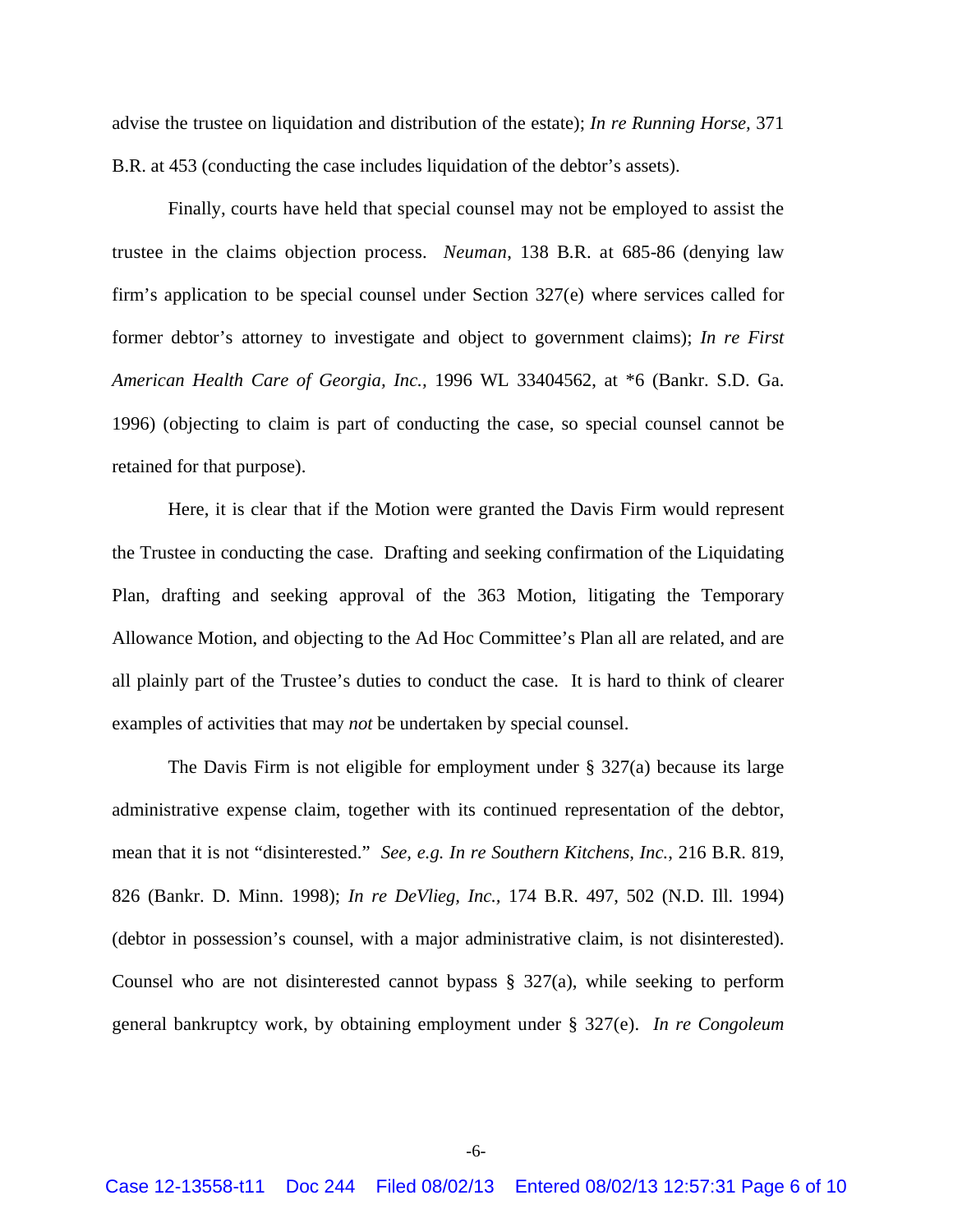advise the trustee on liquidation and distribution of the estate); *In re Running Horse*, 371 B.R. at 453 (conducting the case includes liquidation of the debtor's assets).

Finally, courts have held that special counsel may not be employed to assist the trustee in the claims objection process. *Neuman*, 138 B.R. at 685-86 (denying law firm's application to be special counsel under Section 327(e) where services called for former debtor's attorney to investigate and object to government claims); *In re First American Health Care of Georgia, Inc.*, 1996 WL 33404562, at *6 (Bankr. S.D. Ga. 1996) (objecting to claim is part of conducting the case, so special counsel cannot be retained for that purpose).

Here, it is clear that if the Motion were granted the Davis Firm would represent the Trustee in conducting the case. Drafting and seeking confirmation of the Liquidating Plan, drafting and seeking approval of the 363 Motion, litigating the Temporary Allowance Motion, and objecting to the Ad Hoc Committee's Plan all are related, and are all plainly part of the Trustee's duties to conduct the case. It is hard to think of clearer examples of activities that may *not* be undertaken by special counsel.

The Davis Firm is not eligible for employment under § 327(a) because its large administrative expense claim, together with its continued representation of the debtor, mean that it is not "disinterested." *See, e.g. In re Southern Kitchens, Inc.*, 216 B.R. 819, 826 (Bankr. D. Minn. 1998); *In re DeVlieg, Inc.,* 174 B.R. 497, 502 (N.D. Ill. 1994) (debtor in possession's counsel, with a major administrative claim, is not disinterested). Counsel who are not disinterested cannot bypass § 327(a), while seeking to perform general bankruptcy work, by obtaining employment under § 327(e). *In re Congoleum*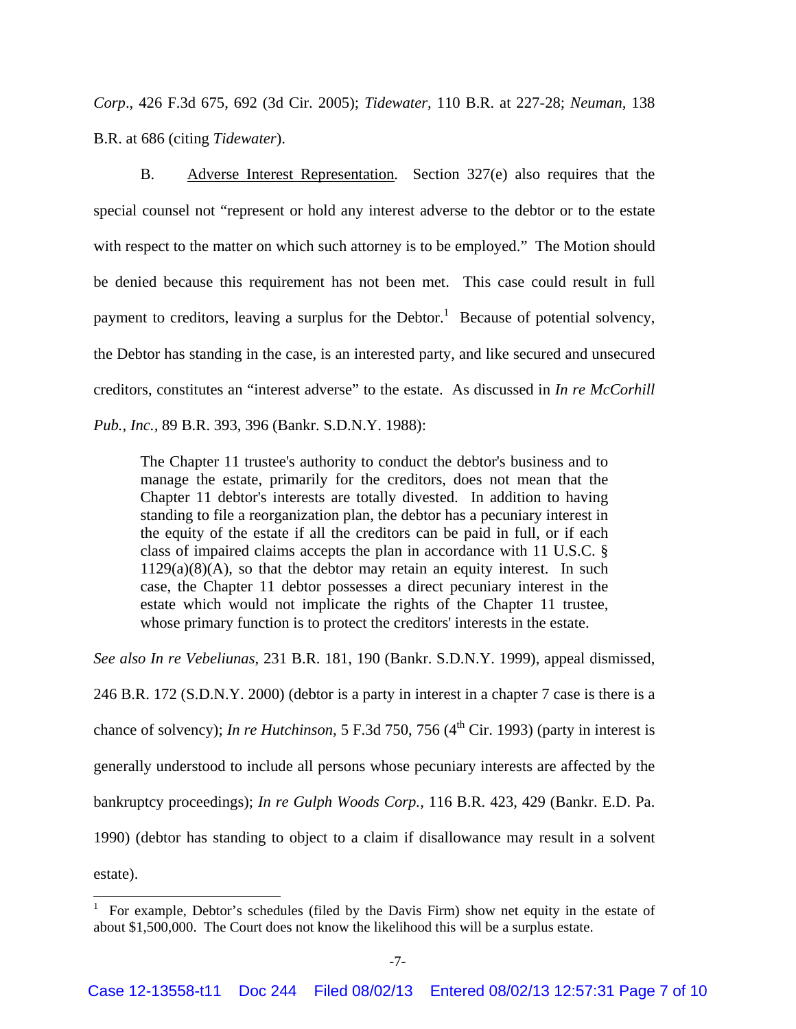*Corp*., 426 F.3d 675, 692 (3d Cir. 2005); *Tidewater,* 110 B.R. at 227-28; *Neuman,* 138 B.R. at 686 (citing *Tidewater*).

B. Adverse Interest Representation. Section 327(e) also requires that the special counsel not "represent or hold any interest adverse to the debtor or to the estate with respect to the matter on which such attorney is to be employed." The Motion should be denied because this requirement has not been met. This case could result in full payment to creditors, leaving a surplus for the Debtor.[1] Because of potential solvency, the Debtor has standing in the case, is an interested party, and like secured and unsecured creditors, constitutes an "interest adverse" to the estate. As discussed in *In re McCorhill Pub., Inc.,* 89 B.R. 393, 396 (Bankr. S.D.N.Y. 1988):

> The Chapter 11 trustee's authority to conduct the debtor's business and to manage the estate, primarily for the creditors, does not mean that the Chapter 11 debtor's interests are totally divested. In addition to having standing to file a reorganization plan, the debtor has a pecuniary interest in the equity of the estate if all the creditors can be paid in full, or if each class of impaired claims accepts the plan in accordance with 11 U.S.C. § 1129(a)(8)(A), so that the debtor may retain an equity interest. In such case, the Chapter 11 debtor possesses a direct pecuniary interest in the estate which would not implicate the rights of the Chapter 11 trustee, whose primary function is to protect the creditors' interests in the estate.

*See also In re Vebeliunas,* 231 B.R. 181, 190 (Bankr. S.D.N.Y. 1999), appeal dismissed, 246 B.R. 172 (S.D.N.Y. 2000) (debtor is a party in interest in a chapter 7 case is there is a chance of solvency); *In re Hutchinson,* 5 F.3d 750, 756 (4th Cir. 1993) (party in interest is generally understood to include all persons whose pecuniary interests are affected by the bankruptcy proceedings); *In re Gulph Woods Corp.,* 116 B.R. 423, 429 (Bankr. E.D. Pa. 1990) (debtor has standing to object to a claim if disallowance may result in a solvent estate).

---

[1] For example, Debtor's schedules (filed by the Davis Firm) show net equity in the estate of about $1,500,000. The Court does not know the likelihood this will be a surplus estate.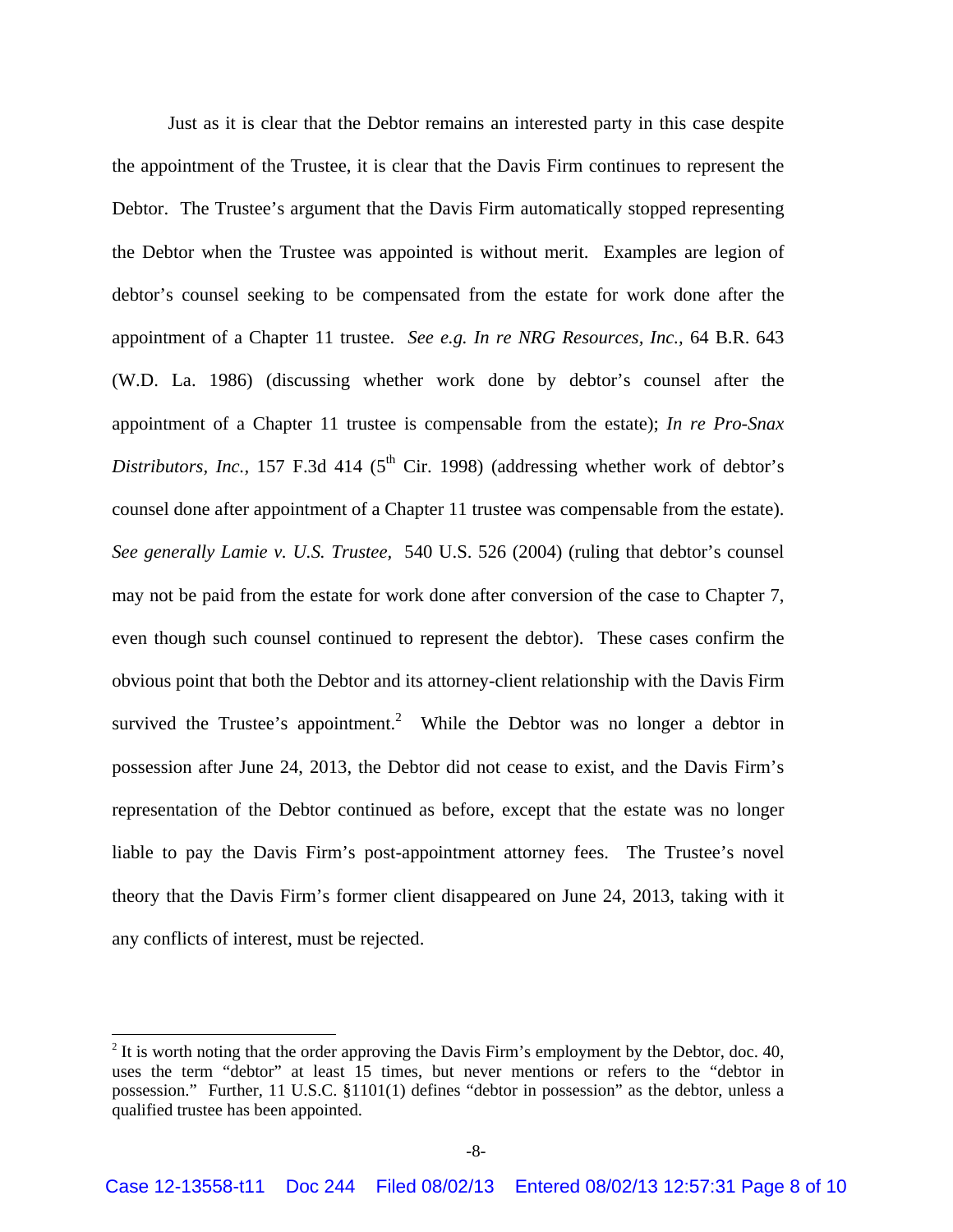Just as it is clear that the Debtor remains an interested party in this case despite the appointment of the Trustee, it is clear that the Davis Firm continues to represent the Debtor. The Trustee's argument that the Davis Firm automatically stopped representing the Debtor when the Trustee was appointed is without merit. Examples are legion of debtor's counsel seeking to be compensated from the estate for work done after the appointment of a Chapter 11 trustee. *See e.g. In re NRG Resources, Inc.*, 64 B.R. 643 (W.D. La. 1986) (discussing whether work done by debtor's counsel after the appointment of a Chapter 11 trustee is compensable from the estate); *In re Pro-Snax Distributors, Inc.*, 157 F.3d 414 (5th Cir. 1998) (addressing whether work of debtor's counsel done after appointment of a Chapter 11 trustee was compensable from the estate). *See generally Lamie v. U.S. Trustee,* 540 U.S. 526 (2004) (ruling that debtor's counsel may not be paid from the estate for work done after conversion of the case to Chapter 7, even though such counsel continued to represent the debtor). These cases confirm the obvious point that both the Debtor and its attorney-client relationship with the Davis Firm survived the Trustee's appointment.[2] While the Debtor was no longer a debtor in possession after June 24, 2013, the Debtor did not cease to exist, and the Davis Firm's representation of the Debtor continued as before, except that the estate was no longer liable to pay the Davis Firm's post-appointment attorney fees. The Trustee's novel theory that the Davis Firm's former client disappeared on June 24, 2013, taking with it any conflicts of interest, must be rejected.

---

[2] It is worth noting that the order approving the Davis Firm's employment by the Debtor, doc. 40, uses the term "debtor" at least 15 times, but never mentions or refers to the "debtor in possession." Further, 11 U.S.C. §1101(1) defines "debtor in possession" as the debtor, unless a qualified trustee has been appointed.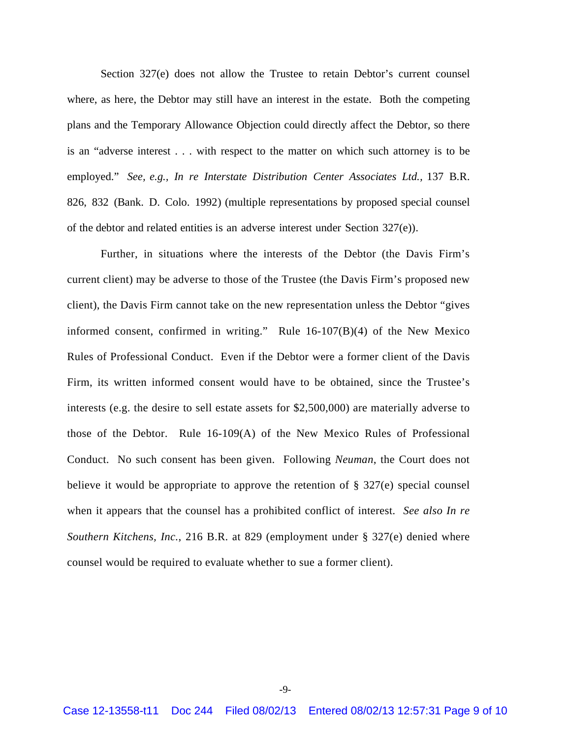Section 327(e) does not allow the Trustee to retain Debtor's current counsel where, as here, the Debtor may still have an interest in the estate. Both the competing plans and the Temporary Allowance Objection could directly affect the Debtor, so there is an "adverse interest . . . with respect to the matter on which such attorney is to be employed." *See, e.g., In re Interstate Distribution Center Associates Ltd.*, 137 B.R. 826, 832 (Bank. D. Colo. 1992) (multiple representations by proposed special counsel of the debtor and related entities is an adverse interest under Section 327(e)).

Further, in situations where the interests of the Debtor (the Davis Firm's current client) may be adverse to those of the Trustee (the Davis Firm's proposed new client), the Davis Firm cannot take on the new representation unless the Debtor "gives informed consent, confirmed in writing." Rule 16-107(B)(4) of the New Mexico Rules of Professional Conduct. Even if the Debtor were a former client of the Davis Firm, its written informed consent would have to be obtained, since the Trustee's interests (e.g. the desire to sell estate assets for $2,500,000) are materially adverse to those of the Debtor. Rule 16-109(A) of the New Mexico Rules of Professional Conduct. No such consent has been given. Following *Neuman*, the Court does not believe it would be appropriate to approve the retention of § 327(e) special counsel when it appears that the counsel has a prohibited conflict of interest. *See also In re Southern Kitchens, Inc.*, 216 B.R. at 829 (employment under § 327(e) denied where counsel would be required to evaluate whether to sue a former client).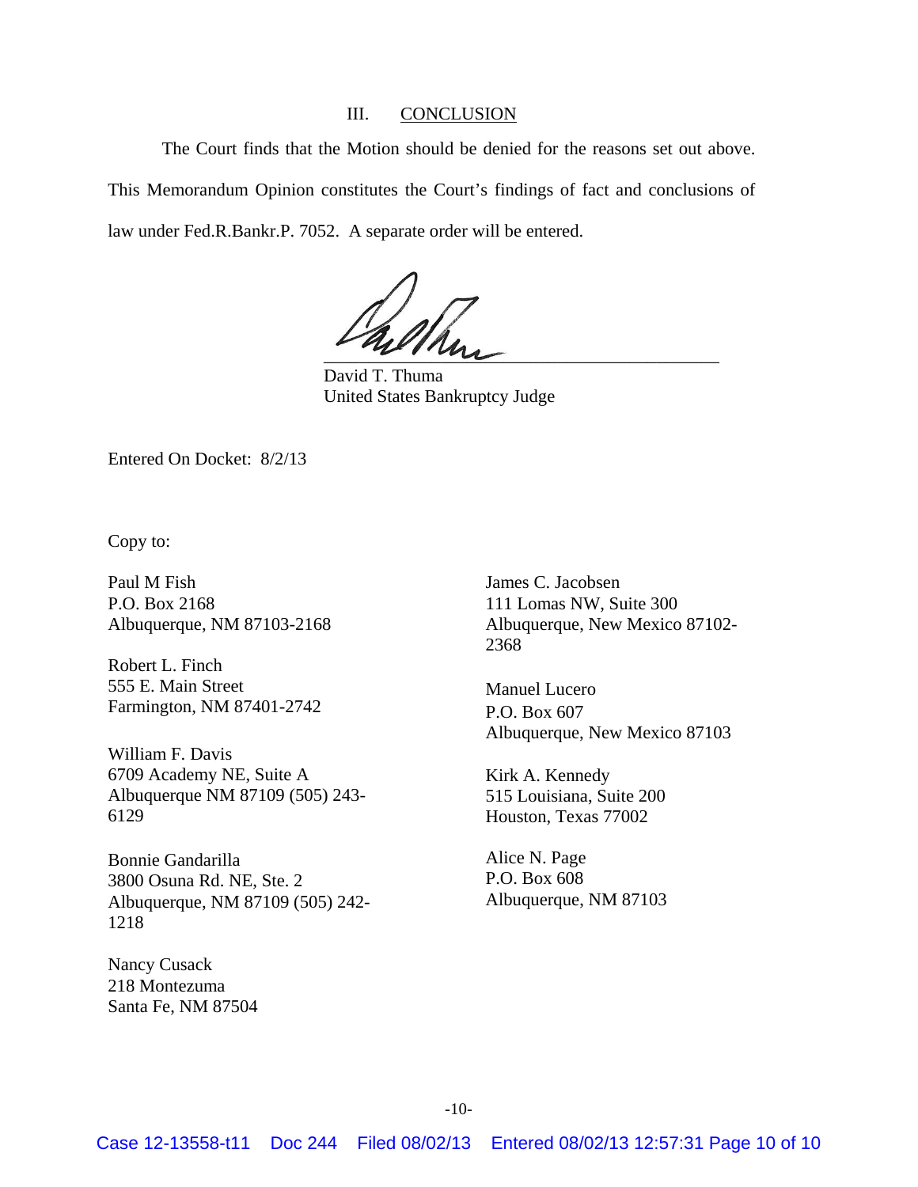## III. CONCLUSION

The Court finds that the Motion should be denied for the reasons set out above. This Memorandum Opinion constitutes the Court's findings of fact and conclusions of law under Fed.R.Bankr.P. 7052. A separate order will be entered.

David T. Thuma
United States Bankruptcy Judge

Entered On Docket: 8/2/13

Copy to:

Paul M Fish
P.O. Box 2168
Albuquerque, NM 87103-2168

Robert L. Finch
555 E. Main Street
Farmington, NM 87401-2742

William F. Davis
6709 Academy NE, Suite A
Albuquerque NM 87109 (505) 243-6129

Bonnie Gandarilla
3800 Osuna Rd. NE, Ste. 2
Albuquerque, NM 87109 (505) 242-1218

Nancy Cusack
218 Montezuma
Santa Fe, NM 87504

James C. Jacobsen
111 Lomas NW, Suite 300
Albuquerque, New Mexico 87102-2368

Manuel Lucero
P.O. Box 607
Albuquerque, New Mexico 87103

Kirk A. Kennedy
515 Louisiana, Suite 200
Houston, Texas 77002

Alice N. Page
P.O. Box 608
Albuquerque, NM 87103